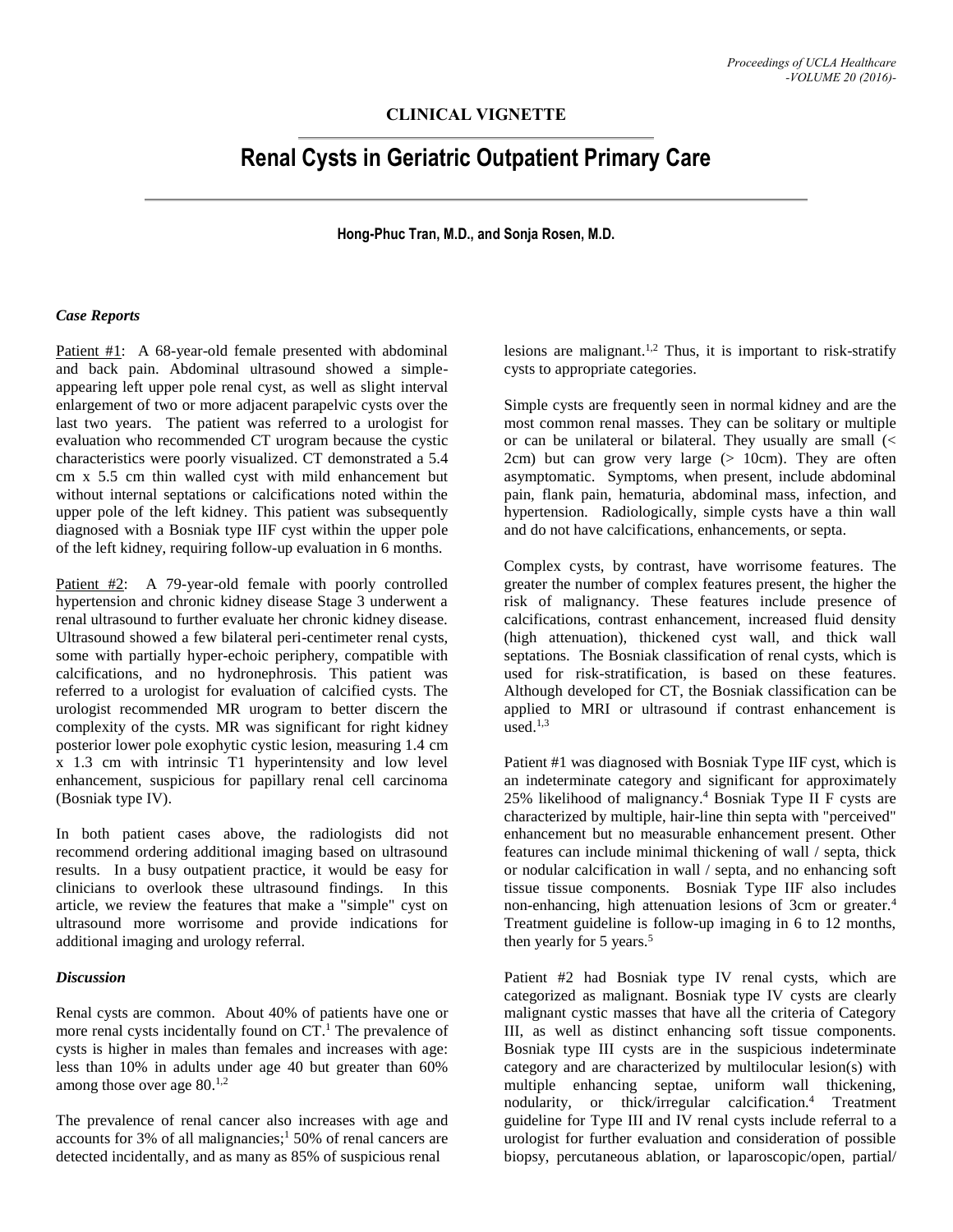**CLINICAL VIGNETTE**

# Renal Cysts in Geriatric Outpatient Primary Care

**Hong-Phuc Tran, M.D., and Sonja Rosen, M.D.**

### *Case Reports*

Patient #1: A 68-year-old female presented with abdominal and back pain. Abdominal ultrasound showed a simple-appearing left upper pole renal cyst, as well as slight interval enlargement of two or more adjacent parapelvic cysts over the last two years. The patient was referred to a urologist for evaluation who recommended CT urogram because the cystic characteristics were poorly visualized. CT demonstrated a 5.4 cm x 5.5 cm thin walled cyst with mild enhancement but without internal septations or calcifications noted within the upper pole of the left kidney. This patient was subsequently diagnosed with a Bosniak type IIF cyst within the upper pole of the left kidney, requiring follow-up evaluation in 6 months.

Patient #2: A 79-year-old female with poorly controlled hypertension and chronic kidney disease Stage 3 underwent a renal ultrasound to further evaluate her chronic kidney disease. Ultrasound showed a few bilateral peri-centimeter renal cysts, some with partially hyper-echoic periphery, compatible with calcifications, and no hydronephrosis. This patient was referred to a urologist for evaluation of calcified cysts. The urologist recommended MR urogram to better discern the complexity of the cysts. MR was significant for right kidney posterior lower pole exophytic cystic lesion, measuring 1.4 cm x 1.3 cm with intrinsic T1 hyperintensity and low level enhancement, suspicious for papillary renal cell carcinoma (Bosniak type IV).

In both patient cases above, the radiologists did not recommend ordering additional imaging based on ultrasound results. In a busy outpatient practice, it would be easy for clinicians to overlook these ultrasound findings. In this article, we review the features that make a "simple" cyst on ultrasound more worrisome and provide indications for additional imaging and urology referral.

### *Discussion*

Renal cysts are common. About 40% of patients have one or more renal cysts incidentally found on CT.[1] The prevalence of cysts is higher in males than females and increases with age: less than 10% in adults under age 40 but greater than 60% among those over age 80.[1,2]

The prevalence of renal cancer also increases with age and accounts for 3% of all malignancies;[1] 50% of renal cancers are detected incidentally, and as many as 85% of suspicious renal lesions are malignant.[1,2] Thus, it is important to risk-stratify cysts to appropriate categories.

Simple cysts are frequently seen in normal kidney and are the most common renal masses. They can be solitary or multiple or can be unilateral or bilateral. They usually are small (< 2cm) but can grow very large (> 10cm). They are often asymptomatic. Symptoms, when present, include abdominal pain, flank pain, hematuria, abdominal mass, infection, and hypertension. Radiologically, simple cysts have a thin wall and do not have calcifications, enhancements, or septa.

Complex cysts, by contrast, have worrisome features. The greater the number of complex features present, the higher the risk of malignancy. These features include presence of calcifications, contrast enhancement, increased fluid density (high attenuation), thickened cyst wall, and thick wall septations. The Bosniak classification of renal cysts, which is used for risk-stratification, is based on these features. Although developed for CT, the Bosniak classification can be applied to MRI or ultrasound if contrast enhancement is used.[1,3]

Patient #1 was diagnosed with Bosniak Type IIF cyst, which is an indeterminate category and significant for approximately 25% likelihood of malignancy.[4] Bosniak Type II F cysts are characterized by multiple, hair-line thin septa with "perceived" enhancement but no measurable enhancement present. Other features can include minimal thickening of wall / septa, thick or nodular calcification in wall / septa, and no enhancing soft tissue tissue components. Bosniak Type IIF also includes non-enhancing, high attenuation lesions of 3cm or greater.[4] Treatment guideline is follow-up imaging in 6 to 12 months, then yearly for 5 years.[5]

Patient #2 had Bosniak type IV renal cysts, which are categorized as malignant. Bosniak type IV cysts are clearly malignant cystic masses that have all the criteria of Category III, as well as distinct enhancing soft tissue components. Bosniak type III cysts are in the suspicious indeterminate category and are characterized by multilocular lesion(s) with multiple enhancing septae, uniform wall thickening, nodularity, or thick/irregular calcification.[4] Treatment guideline for Type III and IV renal cysts include referral to a urologist for further evaluation and consideration of possible biopsy, percutaneous ablation, or laparoscopic/open, partial/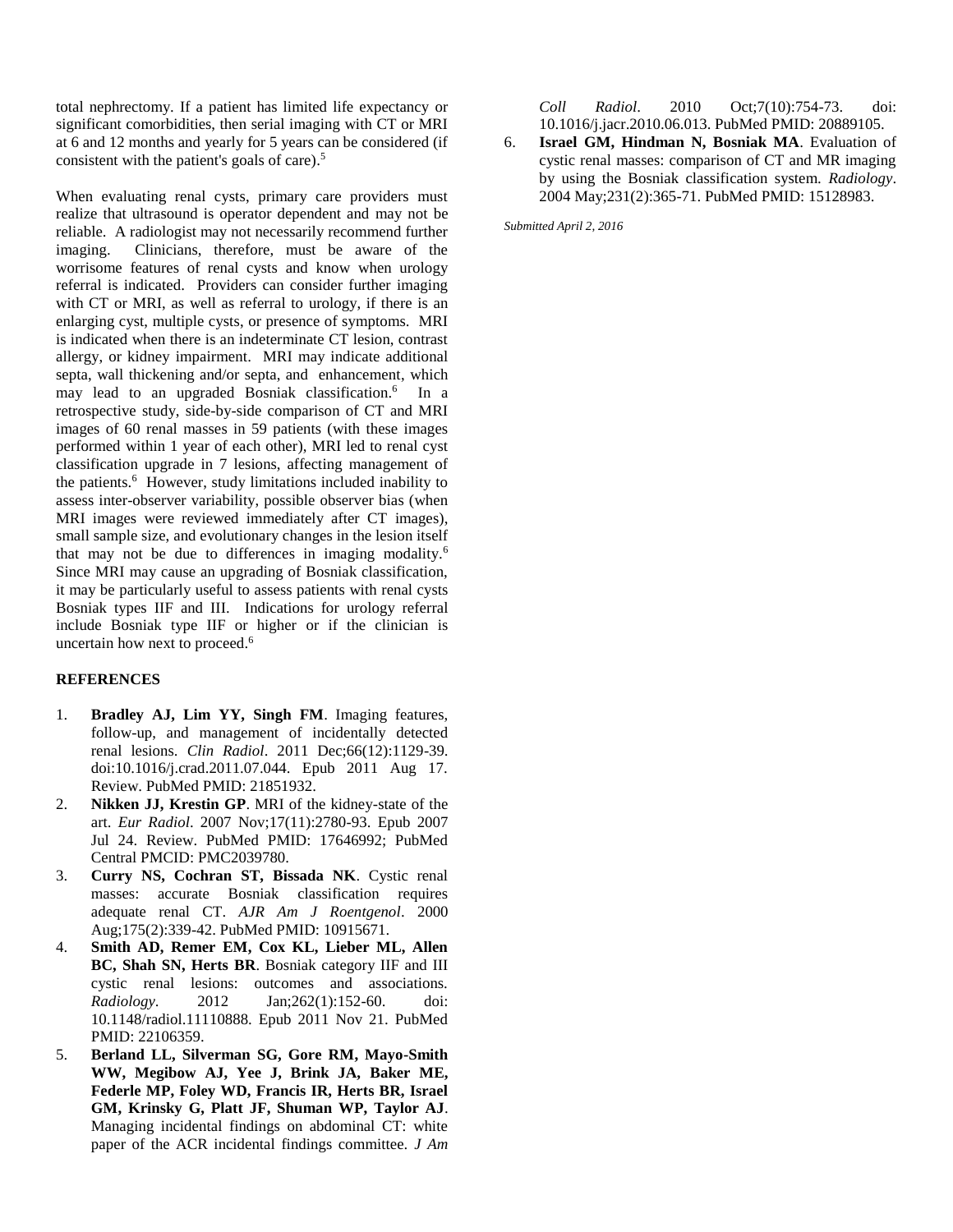total nephrectomy. If a patient has limited life expectancy or significant comorbidities, then serial imaging with CT or MRI at 6 and 12 months and yearly for 5 years can be considered (if consistent with the patient's goals of care).[5]

When evaluating renal cysts, primary care providers must realize that ultrasound is operator dependent and may not be reliable. A radiologist may not necessarily recommend further imaging. Clinicians, therefore, must be aware of the worrisome features of renal cysts and know when urology referral is indicated. Providers can consider further imaging with CT or MRI, as well as referral to urology, if there is an enlarging cyst, multiple cysts, or presence of symptoms. MRI is indicated when there is an indeterminate CT lesion, contrast allergy, or kidney impairment. MRI may indicate additional septa, wall thickening and/or septa, and enhancement, which may lead to an upgraded Bosniak classification.[6] In a retrospective study, side-by-side comparison of CT and MRI images of 60 renal masses in 59 patients (with these images performed within 1 year of each other), MRI led to renal cyst classification upgrade in 7 lesions, affecting management of the patients.[6] However, study limitations included inability to assess inter-observer variability, possible observer bias (when MRI images were reviewed immediately after CT images), small sample size, and evolutionary changes in the lesion itself that may not be due to differences in imaging modality.[6] Since MRI may cause an upgrading of Bosniak classification, it may be particularly useful to assess patients with renal cysts Bosniak types IIF and III. Indications for urology referral include Bosniak type IIF or higher or if the clinician is uncertain how next to proceed.[6]

## REFERENCES

1. **Bradley AJ, Lim YY, Singh FM**. Imaging features, follow-up, and management of incidentally detected renal lesions. *Clin Radiol*. 2011 Dec;66(12):1129-39. doi:10.1016/j.crad.2011.07.044. Epub 2011 Aug 17. Review. PubMed PMID: 21851932.
2. **Nikken JJ, Krestin GP**. MRI of the kidney-state of the art. *Eur Radiol*. 2007 Nov;17(11):2780-93. Epub 2007 Jul 24. Review. PubMed PMID: 17646992; PubMed Central PMCID: PMC2039780.
3. **Curry NS, Cochran ST, Bissada NK**. Cystic renal masses: accurate Bosniak classification requires adequate renal CT. *AJR Am J Roentgenol*. 2000 Aug;175(2):339-42. PubMed PMID: 10915671.
4. **Smith AD, Remer EM, Cox KL, Lieber ML, Allen BC, Shah SN, Herts BR**. Bosniak category IIF and III cystic renal lesions: outcomes and associations. *Radiology*. 2012 Jan;262(1):152-60. doi: 10.1148/radiol.11110888. Epub 2011 Nov 21. PubMed PMID: 22106359.
5. **Berland LL, Silverman SG, Gore RM, Mayo-Smith WW, Megibow AJ, Yee J, Brink JA, Baker ME, Federle MP, Foley WD, Francis IR, Herts BR, Israel GM, Krinsky G, Platt JF, Shuman WP, Taylor AJ**. Managing incidental findings on abdominal CT: white paper of the ACR incidental findings committee. *J Am Coll Radiol*. 2010 Oct;7(10):754-73. doi: 10.1016/j.jacr.2010.06.013. PubMed PMID: 20889105.
6. **Israel GM, Hindman N, Bosniak MA**. Evaluation of cystic renal masses: comparison of CT and MR imaging by using the Bosniak classification system. *Radiology*. 2004 May;231(2):365-71. PubMed PMID: 15128983.

*Submitted April 2, 2016*